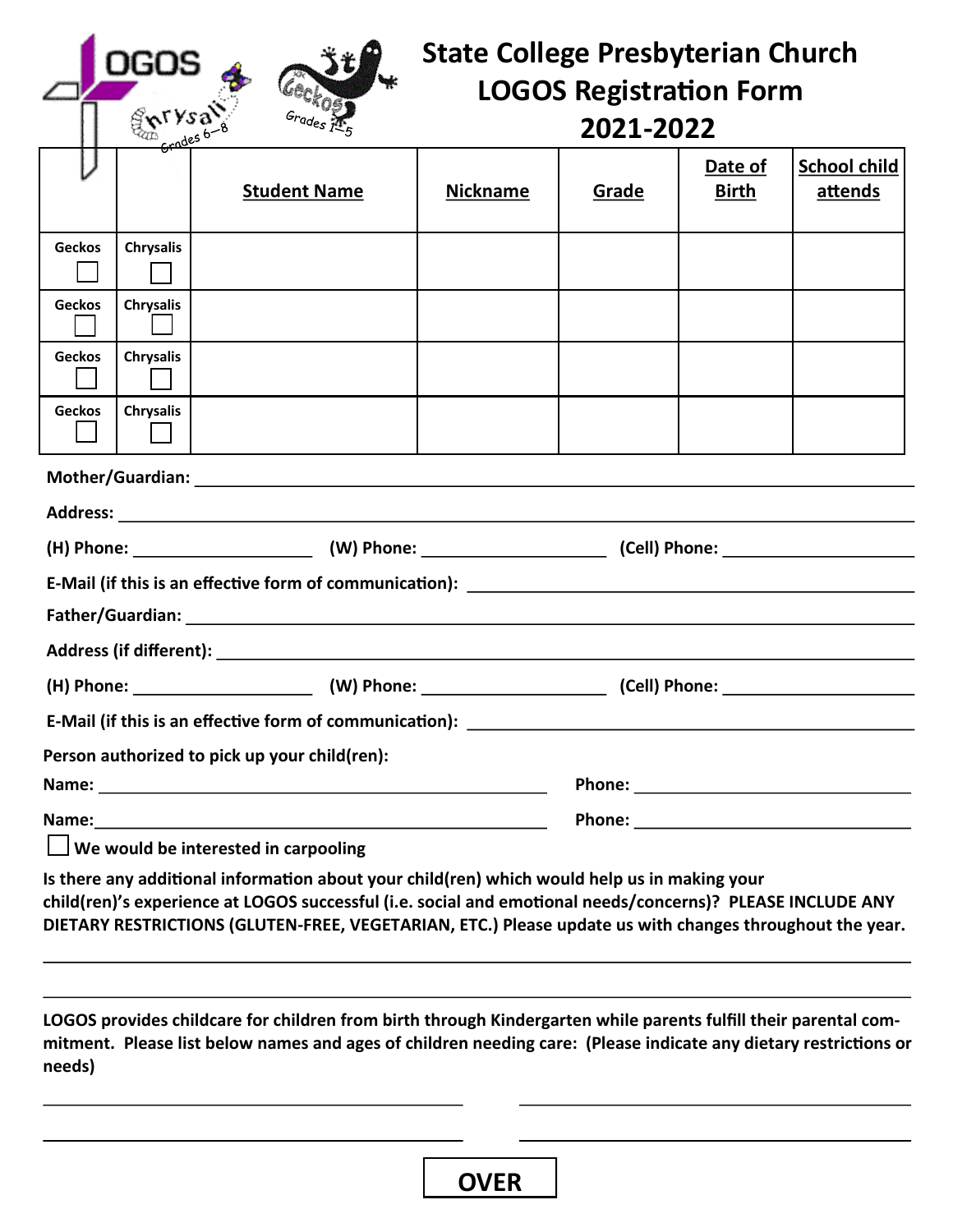# State College Presbyterian Church LOGOS Registration Form 2021-2022

LOGOS

Chrysalis Grades 6—8

Geckos Grades 1—5

| | | Student Name | Nickname | Grade | Date of Birth | School child attends |
|---|---|---|---|---|---|---|
| Geckos ☐ | Chrysalis ☐ | | | | | |
| Geckos ☐ | Chrysalis ☐ | | | | | |
| Geckos ☐ | Chrysalis ☐ | | | | | |
| Geckos ☐ | Chrysalis ☐ | | | | | |

**Mother/Guardian:** ______________________________

**Address:** ______________________________

**(H) Phone:** ____________ **(W) Phone:** ____________ **(Cell) Phone:** ____________

**E-Mail (if this is an effective form of communication):** ______________________________

**Father/Guardian:** ______________________________

**Address (if different):** ______________________________

**(H) Phone:** ____________ **(W) Phone:** ____________ **(Cell) Phone:** ____________

**E-Mail (if this is an effective form of communication):** ______________________________

**Person authorized to pick up your child(ren):**

**Name:** ______________________________ **Phone:** ____________

**Name:** ______________________________ **Phone:** ____________

☐ **We would be interested in carpooling**

**Is there any additional information about your child(ren) which would help us in making your child(ren)'s experience at LOGOS successful (i.e. social and emotional needs/concerns)? PLEASE INCLUDE ANY DIETARY RESTRICTIONS (GLUTEN-FREE, VEGETARIAN, ETC.) Please update us with changes throughout the year.**

______________________________

______________________________

**LOGOS provides childcare for children from birth through Kindergarten while parents fulfill their parental commitment. Please list below names and ages of children needing care: (Please indicate any dietary restrictions or needs)**

______________________________ ______________________________

______________________________ ______________________________

**OVER**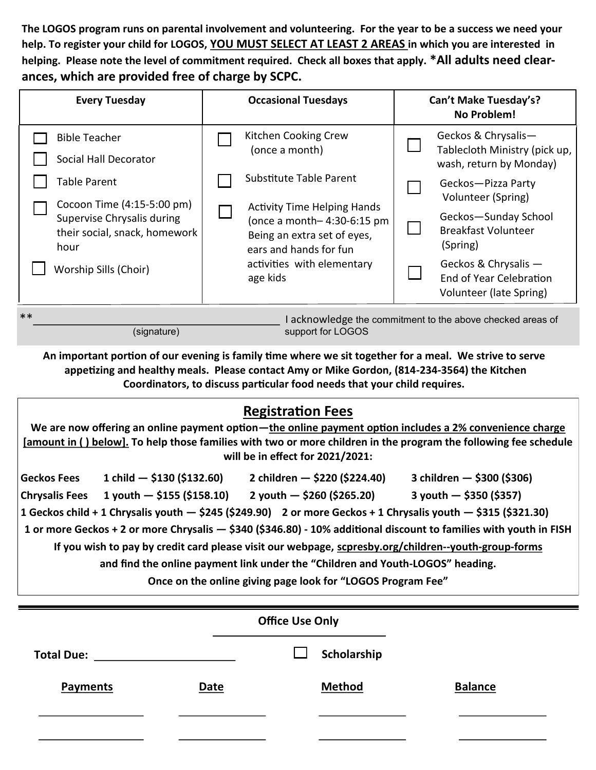**The LOGOS program runs on parental involvement and volunteering. For the year to be a success we need your help. To register your child for LOGOS, YOU MUST SELECT AT LEAST 2 AREAS in which you are interested in helping. Please note the level of commitment required. Check all boxes that apply. *All adults need clearances, which are provided free of charge by SCPC.**

| Every Tuesday | Occasional Tuesdays | Can't Make Tuesday's? No Problem! |
|---|---|---|
| ☐ Bible Teacher<br>☐ Social Hall Decorator<br>☐ Table Parent<br>☐ Cocoon Time (4:15-5:00 pm) Supervise Chrysalis during their social, snack, homework hour<br>☐ Worship Sills (Choir) | ☐ Kitchen Cooking Crew (once a month)<br>☐ Substitute Table Parent<br>☐ Activity Time Helping Hands (once a month– 4:30-6:15 pm Being an extra set of eyes, ears and hands for fun activities with elementary age kids | ☐ Geckos & Chrysalis—Tablecloth Ministry (pick up, wash, return by Monday)<br>☐ Geckos—Pizza Party Volunteer (Spring)<br>☐ Geckos—Sunday School Breakfast Volunteer (Spring)<br>☐ Geckos & Chrysalis — End of Year Celebration Volunteer (late Spring) |

** ______________________________ (signature) I acknowledge the commitment to the above checked areas of support for LOGOS

**An important portion of our evening is family time where we sit together for a meal. We strive to serve appetizing and healthy meals. Please contact Amy or Mike Gordon, (814-234-3564) the Kitchen Coordinators, to discuss particular food needs that your child requires.**

## Registration Fees

**We are now offering an online payment option—the online payment option includes a 2% convenience charge [amount in ( ) below]. To help those families with two or more children in the program the following fee schedule will be in effect for 2021/2021:**

**Geckos Fees** 1 child — $130 ($132.60) 2 children — $220 ($224.40) 3 children — $300 ($306)

**Chrysalis Fees** 1 youth — $155 ($158.10) 2 youth — $260 ($265.20) 3 youth — $350 ($357)

**1 Geckos child + 1 Chrysalis youth — $245 ($249.90) 2 or more Geckos + 1 Chrysalis youth — $315 ($321.30)**

**1 or more Geckos + 2 or more Chrysalis — $340 ($346.80) - 10% additional discount to families with youth in FISH**

**If you wish to pay by credit card please visit our webpage, scpresby.org/children--youth-group-forms and find the online payment link under the "Children and Youth-LOGOS" heading.**

**Once on the online giving page look for "LOGOS Program Fee"**

---

**Office Use Only**

**Total Due:** ______________________ ☐ **Scholarship**

| Payments | Date | Method | Balance |
|---|---|---|---|
| | | | |
| | | | |